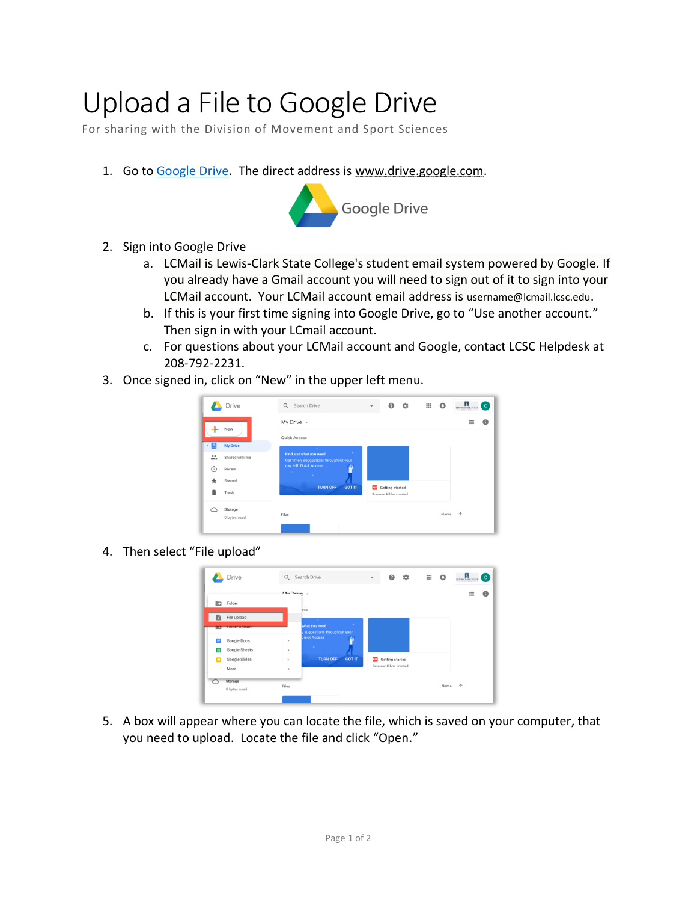# Upload a File to Google Drive

For sharing with the Division of Movement and Sport Sciences

1. Go to [Google Drive](https://www.drive.google.com). The direct address is www.drive.google.com.
2. Sign into Google Drive
   a. LCMail is Lewis-Clark State College's student email system powered by Google. If you already have a Gmail account you will need to sign out of it to sign into your LCMail account. Your LCMail account email address is username@lcmail.lcsc.edu.
   b. If this is your first time signing into Google Drive, go to "Use another account." Then sign in with your LCmail account.
   c. For questions about your LCMail account and Google, contact LCSC Helpdesk at 208-792-2231.
3. Once signed in, click on "New" in the upper left menu.
4. Then select "File upload"
5. A box will appear where you can locate the file, which is saved on your computer, that you need to upload. Locate the file and click "Open."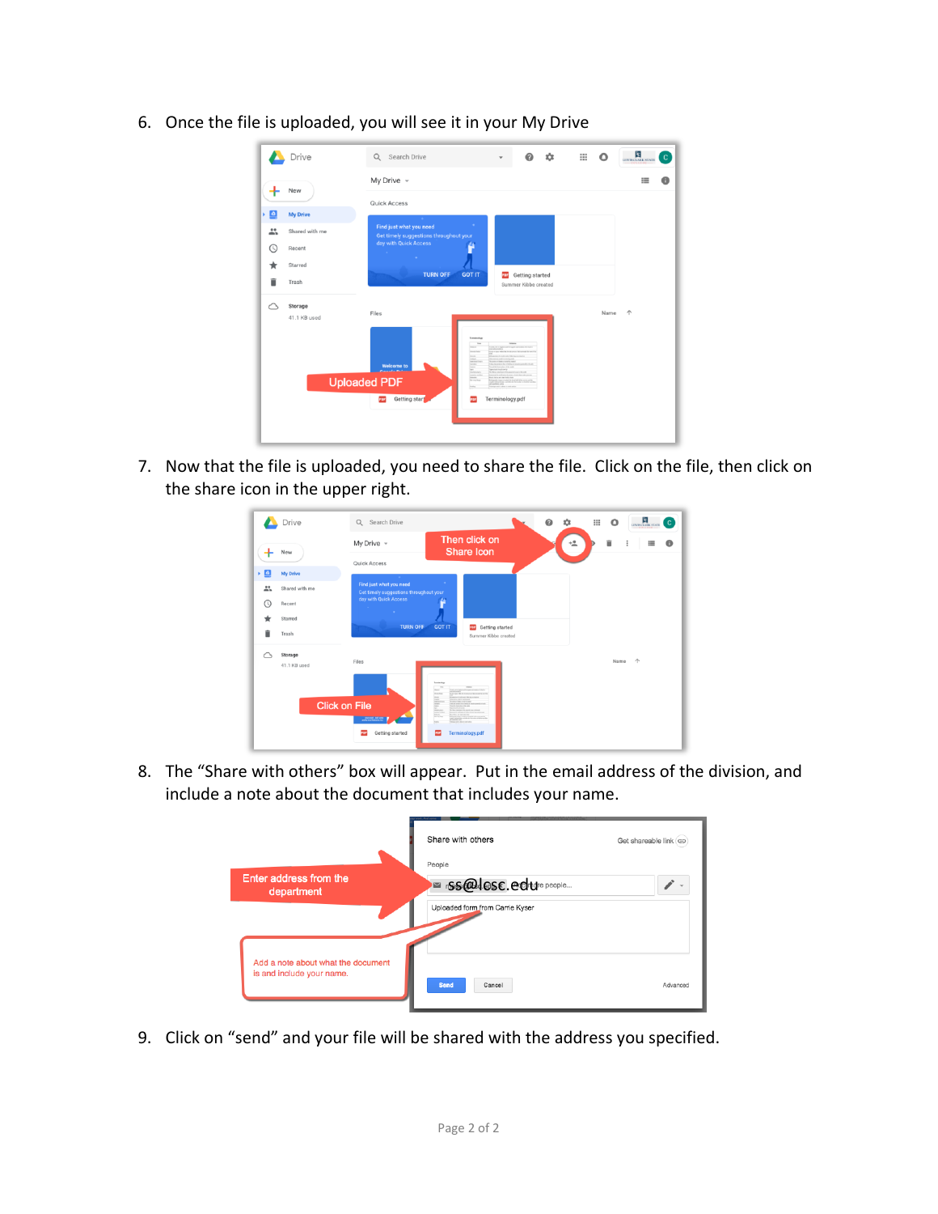6. Once the file is uploaded, you will see it in your My Drive

7. Now that the file is uploaded, you need to share the file. Click on the file, then click on the share icon in the upper right.

8. The "Share with others" box will appear. Put in the email address of the division, and include a note about the document that includes your name.

9. Click on "send" and your file will be shared with the address you specified.